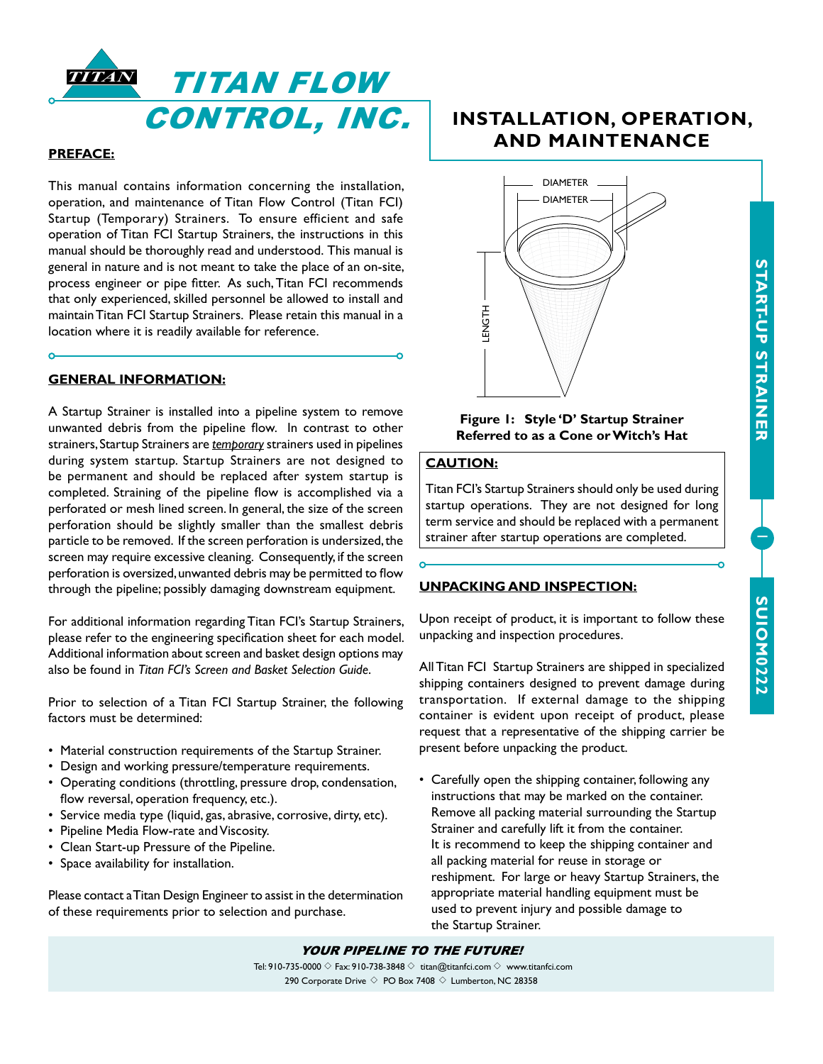# TITAN FLOW CONTROL, INC.

# INSTALLATION, OPERATION, AND MAINTENANCE

**START-UP STRAINER — SUIOM0222**

## PREFACE:

This manual contains information concerning the installation, operation, and maintenance of Titan Flow Control (Titan FCI) Startup (Temporary) Strainers. To ensure efficient and safe operation of Titan FCI Startup Strainers, the instructions in this manual should be thoroughly read and understood. This manual is general in nature and is not meant to take the place of an on-site, process engineer or pipe fitter. As such, Titan FCI recommends that only experienced, skilled personnel be allowed to install and maintain Titan FCI Startup Strainers. Please retain this manual in a location where it is readily available for reference.

## GENERAL INFORMATION:

A Startup Strainer is installed into a pipeline system to remove unwanted debris from the pipeline flow. In contrast to other strainers, Startup Strainers are *temporary* strainers used in pipelines during system startup. Startup Strainers are not designed to be permanent and should be replaced after system startup is completed. Straining of the pipeline flow is accomplished via a perforated or mesh lined screen. In general, the size of the screen perforation should be slightly smaller than the smallest debris particle to be removed. If the screen perforation is undersized, the screen may require excessive cleaning. Consequently, if the screen perforation is oversized, unwanted debris may be permitted to flow through the pipeline; possibly damaging downstream equipment.

For additional information regarding Titan FCI's Startup Strainers, please refer to the engineering specification sheet for each model. Additional information about screen and basket design options may also be found in *Titan FCI's Screen and Basket Selection Guide*.

Prior to selection of a Titan FCI Startup Strainer, the following factors must be determined:

- Material construction requirements of the Startup Strainer.
- Design and working pressure/temperature requirements.
- Operating conditions (throttling, pressure drop, condensation, flow reversal, operation frequency, etc.).
- Service media type (liquid, gas, abrasive, corrosive, dirty, etc).
- Pipeline Media Flow-rate and Viscosity.
- Clean Start-up Pressure of the Pipeline.
- Space availability for installation.

Please contact a Titan Design Engineer to assist in the determination of these requirements prior to selection and purchase.

DIAMETER
DIAMETER
LENGTH

**Figure 1: Style 'D' Startup Strainer Referred to as a Cone or Witch's Hat**

## CAUTION:

Titan FCI's Startup Strainers should only be used during startup operations. They are not designed for long term service and should be replaced with a permanent strainer after startup operations are completed.

## UNPACKING AND INSPECTION:

Upon receipt of product, it is important to follow these unpacking and inspection procedures.

All Titan FCI Startup Strainers are shipped in specialized shipping containers designed to prevent damage during transportation. If external damage to the shipping container is evident upon receipt of product, please request that a representative of the shipping carrier be present before unpacking the product.

- Carefully open the shipping container, following any instructions that may be marked on the container. Remove all packing material surrounding the Startup Strainer and carefully lift it from the container. It is recommend to keep the shipping container and all packing material for reuse in storage or reshipment. For large or heavy Startup Strainers, the appropriate material handling equipment must be used to prevent injury and possible damage to the Startup Strainer.

***YOUR PIPELINE TO THE FUTURE!***

Tel: 910-735-0000 ◇ Fax: 910-738-3848 ◇ titan@titanfci.com ◇ www.titanfci.com
290 Corporate Drive ◇ PO Box 7408 ◇ Lumberton, NC 28358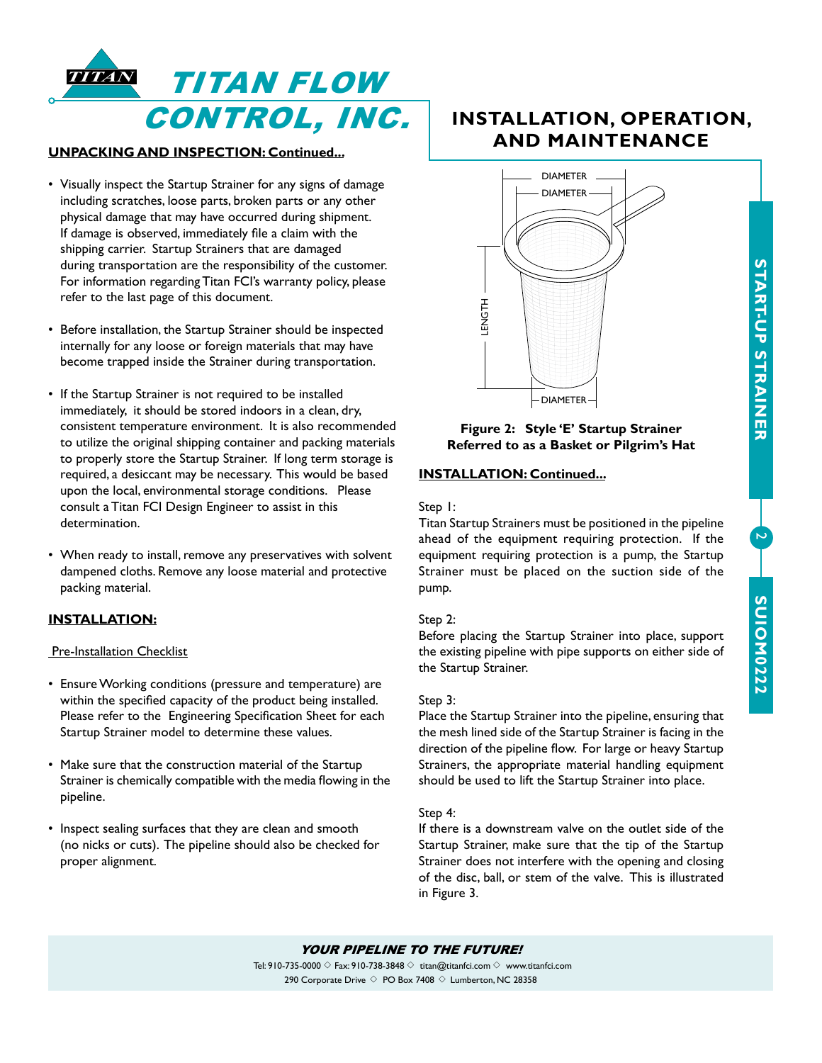## UNPACKING AND INSPECTION: Continued...

- Visually inspect the Startup Strainer for any signs of damage including scratches, loose parts, broken parts or any other physical damage that may have occurred during shipment. If damage is observed, immediately file a claim with the shipping carrier. Startup Strainers that are damaged during transportation are the responsibility of the customer. For information regarding Titan FCI's warranty policy, please refer to the last page of this document.
- Before installation, the Startup Strainer should be inspected internally for any loose or foreign materials that may have become trapped inside the Strainer during transportation.
- If the Startup Strainer is not required to be installed immediately, it should be stored indoors in a clean, dry, consistent temperature environment. It is also recommended to utilize the original shipping container and packing materials to properly store the Startup Strainer. If long term storage is required, a desiccant may be necessary. This would be based upon the local, environmental storage conditions. Please consult a Titan FCI Design Engineer to assist in this determination.
- When ready to install, remove any preservatives with solvent dampened cloths. Remove any loose material and protective packing material.

## INSTALLATION:

Pre-Installation Checklist

- Ensure Working conditions (pressure and temperature) are within the specified capacity of the product being installed. Please refer to the Engineering Specification Sheet for each Startup Strainer model to determine these values.
- Make sure that the construction material of the Startup Strainer is chemically compatible with the media flowing in the pipeline.
- Inspect sealing surfaces that they are clean and smooth (no nicks or cuts). The pipeline should also be checked for proper alignment.

**Figure 2: Style 'E' Startup Strainer Referred to as a Basket or Pilgrim's Hat**

## INSTALLATION: Continued...

Step 1:
Titan Startup Strainers must be positioned in the pipeline ahead of the equipment requiring protection. If the equipment requiring protection is a pump, the Startup Strainer must be placed on the suction side of the pump.

Step 2:
Before placing the Startup Strainer into place, support the existing pipeline with pipe supports on either side of the Startup Strainer.

Step 3:
Place the Startup Strainer into the pipeline, ensuring that the mesh lined side of the Startup Strainer is facing in the direction of the pipeline flow. For large or heavy Startup Strainers, the appropriate material handling equipment should be used to lift the Startup Strainer into place.

Step 4:
If there is a downstream valve on the outlet side of the Startup Strainer, make sure that the tip of the Startup Strainer does not interfere with the opening and closing of the disc, ball, or stem of the valve. This is illustrated in Figure 3.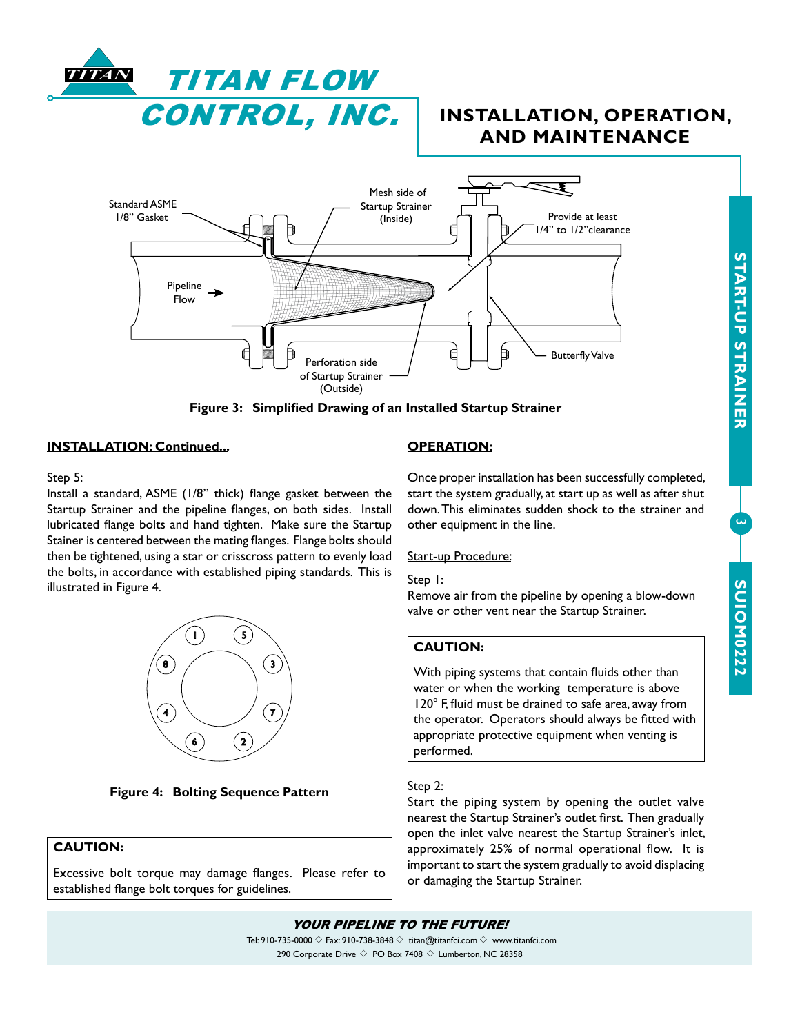# TITAN FLOW CONTROL, INC.

## INSTALLATION, OPERATION, AND MAINTENANCE

**Figure 3: Simplified Drawing of an Installed Startup Strainer**

**INSTALLATION: Continued...**

Step 5:
Install a standard, ASME (1/8" thick) flange gasket between the Startup Strainer and the pipeline flanges, on both sides. Install lubricated flange bolts and hand tighten. Make sure the Startup Stainer is centered between the mating flanges. Flange bolts should then be tightened, using a star or crisscross pattern to evenly load the bolts, in accordance with established piping standards. This is illustrated in Figure 4.

**Figure 4: Bolting Sequence Pattern**

**CAUTION:**

Excessive bolt torque may damage flanges. Please refer to established flange bolt torques for guidelines.

**OPERATION:**

Once proper installation has been successfully completed, start the system gradually, at start up as well as after shut down. This eliminates sudden shock to the strainer and other equipment in the line.

Start-up Procedure:

Step 1:
Remove air from the pipeline by opening a blow-down valve or other vent near the Startup Strainer.

**CAUTION:**

With piping systems that contain fluids other than water or when the working temperature is above 120° F, fluid must be drained to safe area, away from the operator. Operators should always be fitted with appropriate protective equipment when venting is performed.

Step 2:
Start the piping system by opening the outlet valve nearest the Startup Strainer's outlet first. Then gradually open the inlet valve nearest the Startup Strainer's inlet, approximately 25% of normal operational flow. It is important to start the system gradually to avoid displacing or damaging the Startup Strainer.

***YOUR PIPELINE TO THE FUTURE!***

Tel: 910-735-0000 ◇ Fax: 910-738-3848 ◇ titan@titanfci.com ◇ www.titanfci.com
290 Corporate Drive ◇ PO Box 7408 ◇ Lumberton, NC 28358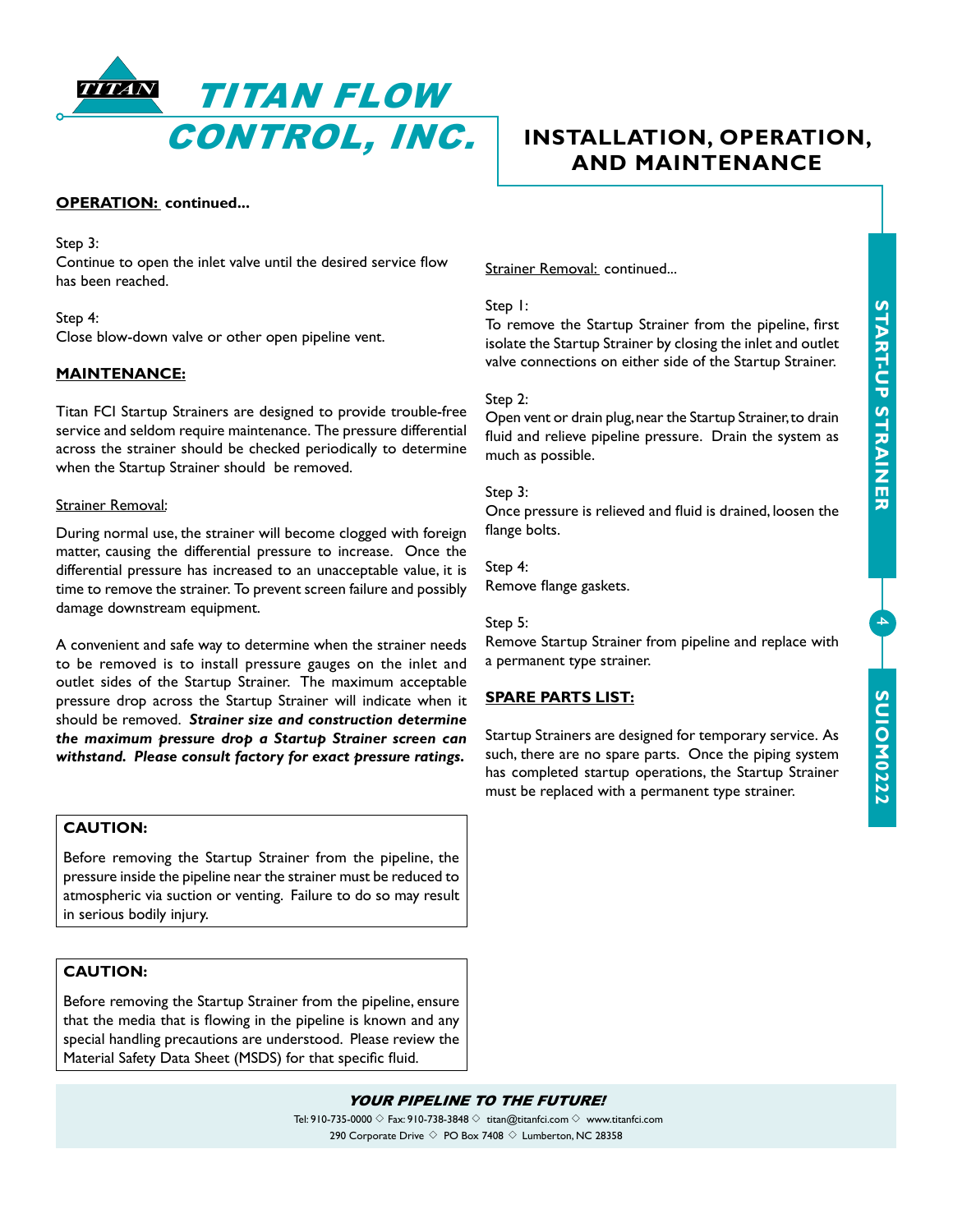**OPERATION: continued...**

Step 3:
Continue to open the inlet valve until the desired service flow has been reached.

Step 4:
Close blow-down valve or other open pipeline vent.

## MAINTENANCE:

Titan FCI Startup Strainers are designed to provide trouble-free service and seldom require maintenance. The pressure differential across the strainer should be checked periodically to determine when the Startup Strainer should be removed.

### Strainer Removal:

During normal use, the strainer will become clogged with foreign matter, causing the differential pressure to increase. Once the differential pressure has increased to an unacceptable value, it is time to remove the strainer. To prevent screen failure and possibly damage downstream equipment.

A convenient and safe way to determine when the strainer needs to be removed is to install pressure gauges on the inlet and outlet sides of the Startup Strainer. The maximum acceptable pressure drop across the Startup Strainer will indicate when it should be removed. ***Strainer size and construction determine the maximum pressure drop a Startup Strainer screen can withstand. Please consult factory for exact pressure ratings.***

**CAUTION:**

Before removing the Startup Strainer from the pipeline, the pressure inside the pipeline near the strainer must be reduced to atmospheric via suction or venting. Failure to do so may result in serious bodily injury.

**CAUTION:**

Before removing the Startup Strainer from the pipeline, ensure that the media that is flowing in the pipeline is known and any special handling precautions are understood. Please review the Material Safety Data Sheet (MSDS) for that specific fluid.

### Strainer Removal: continued...

Step 1:
To remove the Startup Strainer from the pipeline, first isolate the Startup Strainer by closing the inlet and outlet valve connections on either side of the Startup Strainer.

Step 2:
Open vent or drain plug, near the Startup Strainer, to drain fluid and relieve pipeline pressure. Drain the system as much as possible.

Step 3:
Once pressure is relieved and fluid is drained, loosen the flange bolts.

Step 4:
Remove flange gaskets.

Step 5:
Remove Startup Strainer from pipeline and replace with a permanent type strainer.

## SPARE PARTS LIST:

Startup Strainers are designed for temporary service. As such, there are no spare parts. Once the piping system has completed startup operations, the Startup Strainer must be replaced with a permanent type strainer.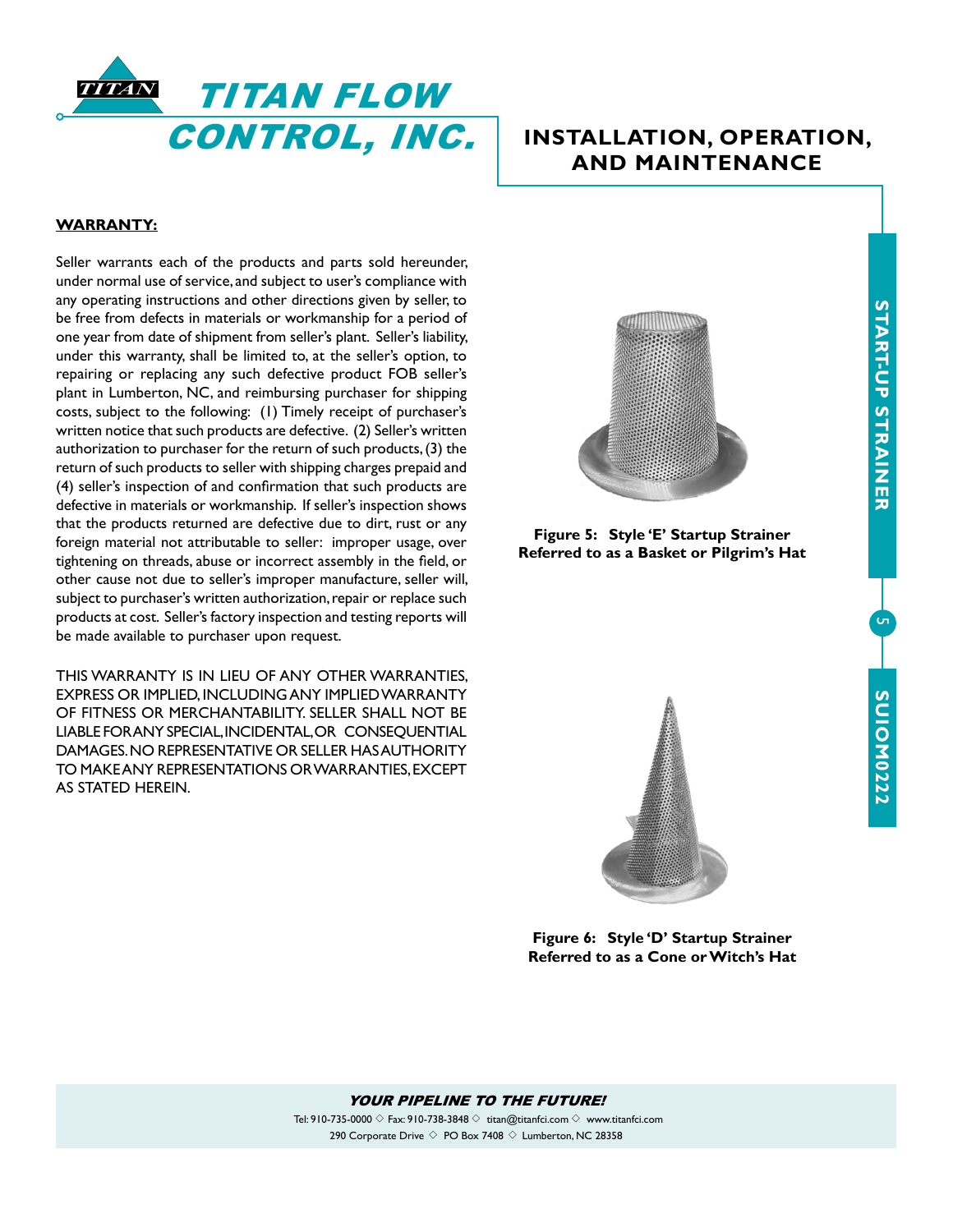## WARRANTY:

Seller warrants each of the products and parts sold hereunder, under normal use of service, and subject to user's compliance with any operating instructions and other directions given by seller, to be free from defects in materials or workmanship for a period of one year from date of shipment from seller's plant. Seller's liability, under this warranty, shall be limited to, at the seller's option, to repairing or replacing any such defective product FOB seller's plant in Lumberton, NC, and reimbursing purchaser for shipping costs, subject to the following: (1) Timely receipt of purchaser's written notice that such products are defective. (2) Seller's written authorization to purchaser for the return of such products, (3) the return of such products to seller with shipping charges prepaid and (4) seller's inspection of and confirmation that such products are defective in materials or workmanship. If seller's inspection shows that the products returned are defective due to dirt, rust or any foreign material not attributable to seller: improper usage, over tightening on threads, abuse or incorrect assembly in the field, or other cause not due to seller's improper manufacture, seller will, subject to purchaser's written authorization, repair or replace such products at cost. Seller's factory inspection and testing reports will be made available to purchaser upon request.

THIS WARRANTY IS IN LIEU OF ANY OTHER WARRANTIES, EXPRESS OR IMPLIED, INCLUDING ANY IMPLIED WARRANTY OF FITNESS OR MERCHANTABILITY. SELLER SHALL NOT BE LIABLE FOR ANY SPECIAL, INCIDENTAL, OR CONSEQUENTIAL DAMAGES. NO REPRESENTATIVE OR SELLER HAS AUTHORITY TO MAKE ANY REPRESENTATIONS OR WARRANTIES, EXCEPT AS STATED HEREIN.

**Figure 5: Style 'E' Startup Strainer Referred to as a Basket or Pilgrim's Hat**

**Figure 6: Style 'D' Startup Strainer Referred to as a Cone or Witch's Hat**